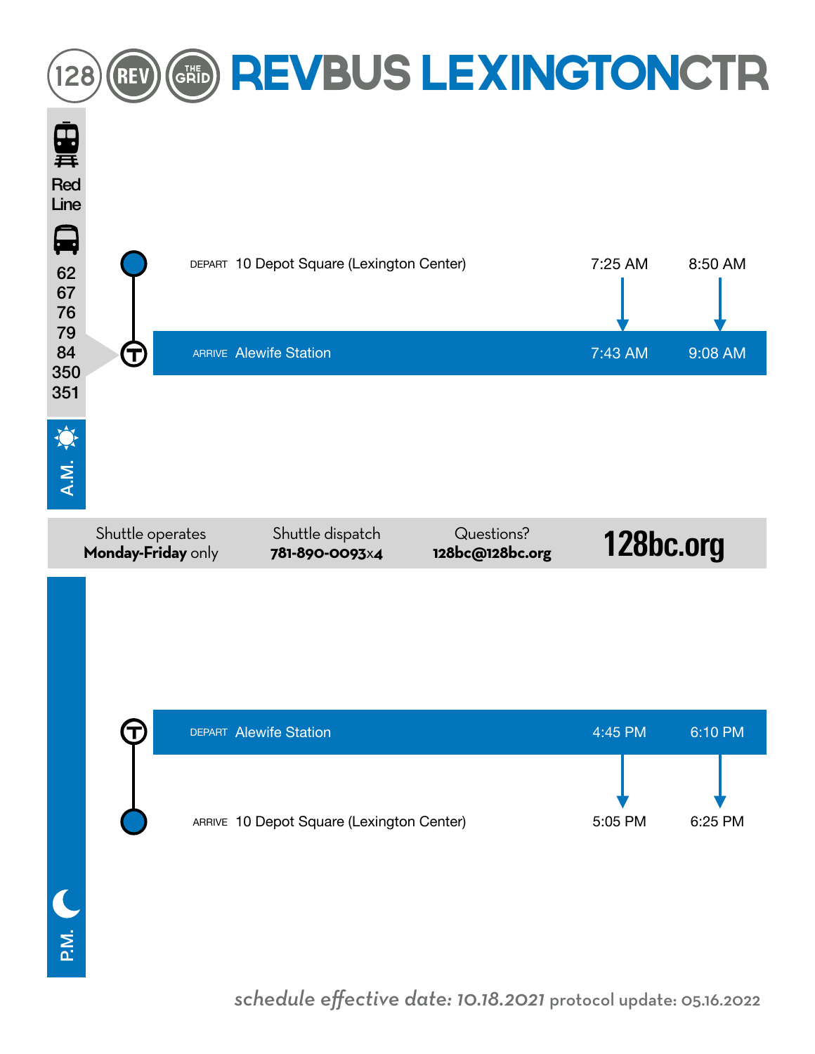# 128 REV THE GRID REVBUS LEXINGTONCTR

Red Line

62
67
76
79
84
350
351

## A.M.

| | | | |
|---|---|---|---|
| DEPART | 10 Depot Square (Lexington Center) | 7:25 AM | 8:50 AM |
| ARRIVE | Alewife Station | 7:43 AM | 9:08 AM |

Shuttle operates **Monday-Friday** only

Shuttle dispatch **781-890-0093**x4

Questions? **128bc@128bc.org**

**128bc.org**

## P.M.

| | | | |
|---|---|---|---|
| DEPART | Alewife Station | 4:45 PM | 6:10 PM |
| ARRIVE | 10 Depot Square (Lexington Center) | 5:05 PM | 6:25 PM |

*schedule effective date: 10.18.2021* protocol update: 05.16.2022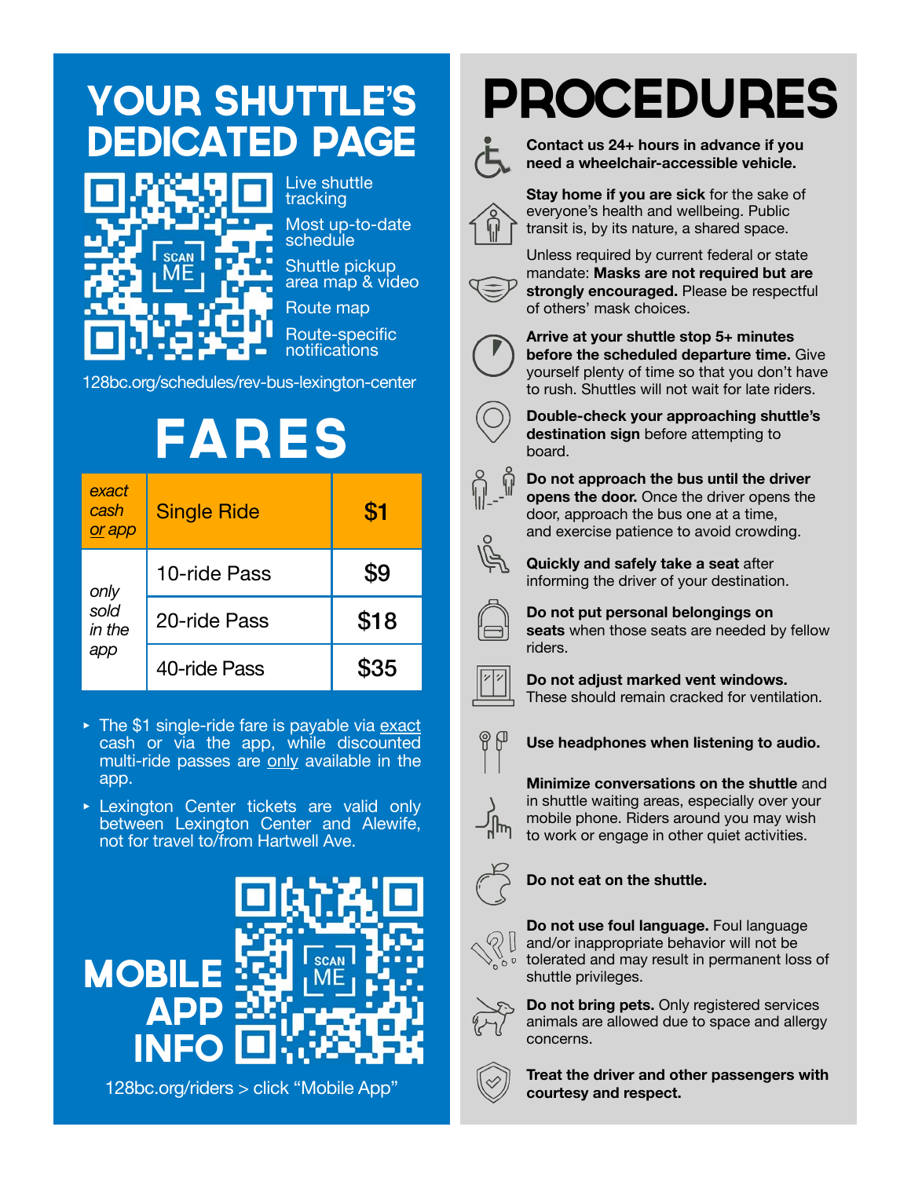# YOUR SHUTTLE'S DEDICATED PAGE

SCAN ME

- Live shuttle tracking
- Most up-to-date schedule
- Shuttle pickup area map & video
- Route map
- Route-specific notifications

128bc.org/schedules/rev-bus-lexington-center

# FARES

| | | |
|---|---|---|
| *exact cash* *or app* | Single Ride | $1 |
| *only sold in the app* | 10-ride Pass | $9 |
| | 20-ride Pass | $18 |
| | 40-ride Pass | $35 |

- The $1 single-ride fare is payable via exact cash or via the app, while discounted multi-ride passes are only available in the app.
- Lexington Center tickets are valid only between Lexington Center and Alewife, not for travel to/from Hartwell Ave.

## MOBILE APP INFO

SCAN ME

128bc.org/riders > click "Mobile App"

# PROCEDURES

**Contact us 24+ hours in advance if you need a wheelchair-accessible vehicle.**

**Stay home if you are sick** for the sake of everyone's health and wellbeing. Public transit is, by its nature, a shared space.

Unless required by current federal or state mandate: **Masks are not required but are strongly encouraged.** Please be respectful of others' mask choices.

**Arrive at your shuttle stop 5+ minutes before the scheduled departure time.** Give yourself plenty of time so that you don't have to rush. Shuttles will not wait for late riders.

**Double-check your approaching shuttle's destination sign** before attempting to board.

**Do not approach the bus until the driver opens the door.** Once the driver opens the door, approach the bus one at a time, and exercise patience to avoid crowding.

**Quickly and safely take a seat** after informing the driver of your destination.

**Do not put personal belongings on seats** when those seats are needed by fellow riders.

**Do not adjust marked vent windows.** These should remain cracked for ventilation.

**Use headphones when listening to audio.**

**Minimize conversations on the shuttle** and in shuttle waiting areas, especially over your mobile phone. Riders around you may wish to work or engage in other quiet activities.

**Do not eat on the shuttle.**

**Do not use foul language.** Foul language and/or inappropriate behavior will not be tolerated and may result in permanent loss of shuttle privileges.

**Do not bring pets.** Only registered services animals are allowed due to space and allergy concerns.

**Treat the driver and other passengers with courtesy and respect.**